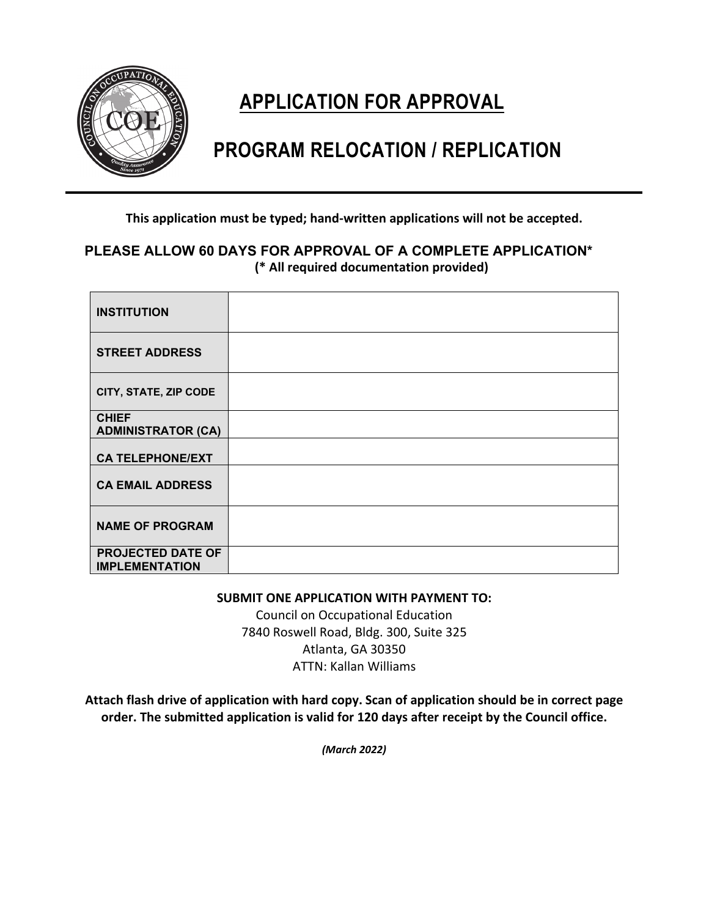# APPLICATION FOR APPROVAL

## PROGRAM RELOCATION / REPLICATION

**This application must be typed; hand-written applications will not be accepted.**

**PLEASE ALLOW 60 DAYS FOR APPROVAL OF A COMPLETE APPLICATION***
**(* All required documentation provided)**

| | |
|---|---|
| **INSTITUTION** | |
| **STREET ADDRESS** | |
| **CITY, STATE, ZIP CODE** | |
| **CHIEF ADMINISTRATOR (CA)** | |
| **CA TELEPHONE/EXT** | |
| **CA EMAIL ADDRESS** | |
| **NAME OF PROGRAM** | |
| **PROJECTED DATE OF IMPLEMENTATION** | |

**SUBMIT ONE APPLICATION WITH PAYMENT TO:**
Council on Occupational Education
7840 Roswell Road, Bldg. 300, Suite 325
Atlanta, GA 30350
ATTN: Kallan Williams

**Attach flash drive of application with hard copy. Scan of application should be in correct page order. The submitted application is valid for 120 days after receipt by the Council office.**

***(March 2022)***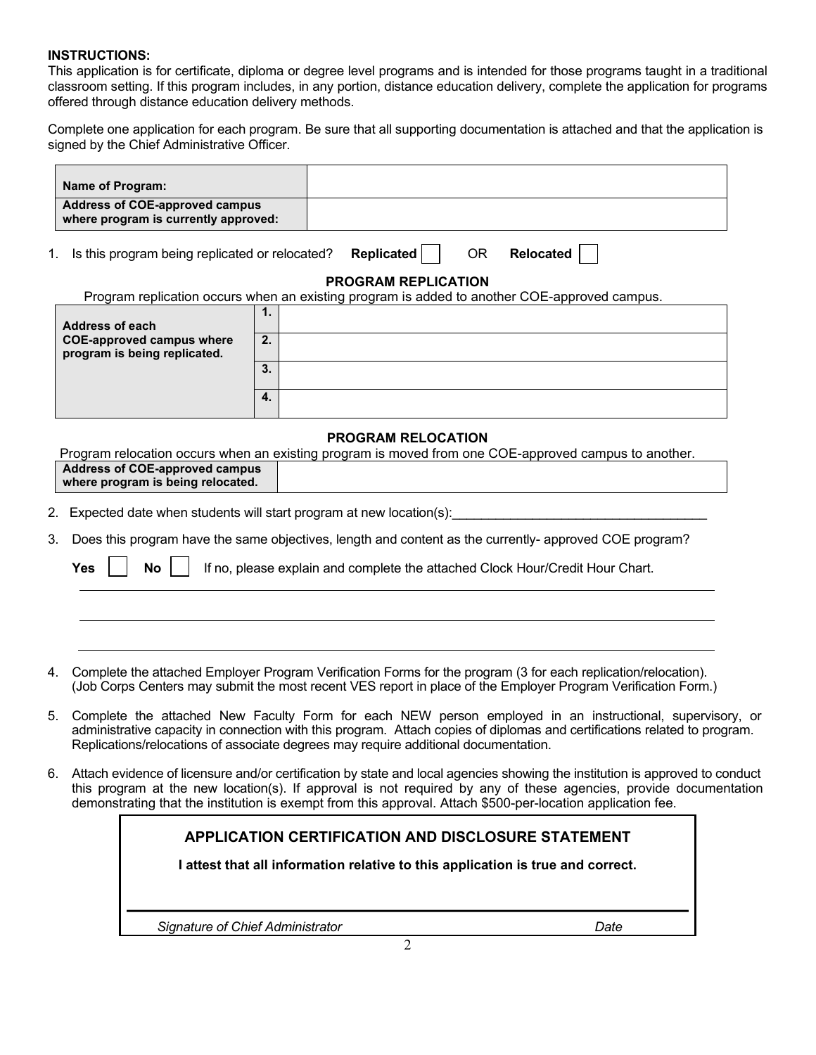**INSTRUCTIONS:**
This application is for certificate, diploma or degree level programs and is intended for those programs taught in a traditional classroom setting. If this program includes, in any portion, distance education delivery, complete the application for programs offered through distance education delivery methods.

Complete one application for each program. Be sure that all supporting documentation is attached and that the application is signed by the Chief Administrative Officer.

| **Name of Program:** | |
|---|---|
| **Address of COE-approved campus where program is currently approved:** | |

1. Is this program being replicated or relocated? **Replicated** ☐ OR **Relocated** ☐

## PROGRAM REPLICATION

Program replication occurs when an existing program is added to another COE-approved campus.

| **Address of each COE-approved campus where program is being replicated.** | | |
|---|---|---|
| | **1.** | |
| | **2.** | |
| | **3.** | |
| | **4.** | |

## PROGRAM RELOCATION

Program relocation occurs when an existing program is moved from one COE-approved campus to another.

| **Address of COE-approved campus where program is being relocated.** | |
|---|---|

2. Expected date when students will start program at new location(s):___________________________________

3. Does this program have the same objectives, length and content as the currently- approved COE program?

   **Yes** ☐ **No** ☐ If no, please explain and complete the attached Clock Hour/Credit Hour Chart.

   _______________________________________________________________________________

   _______________________________________________________________________________

   _______________________________________________________________________________

4. Complete the attached Employer Program Verification Forms for the program (3 for each replication/relocation). (Job Corps Centers may submit the most recent VES report in place of the Employer Program Verification Form.)

5. Complete the attached New Faculty Form for each NEW person employed in an instructional, supervisory, or administrative capacity in connection with this program. Attach copies of diplomas and certifications related to program. Replications/relocations of associate degrees may require additional documentation.

6. Attach evidence of licensure and/or certification by state and local agencies showing the institution is approved to conduct this program at the new location(s). If approval is not required by any of these agencies, provide documentation demonstrating that the institution is exempt from this approval. Attach $500-per-location application fee.

### APPLICATION CERTIFICATION AND DISCLOSURE STATEMENT

**I attest that all information relative to this application is true and correct.**

_______________________________________________________________________________

*Signature of Chief Administrator* *Date*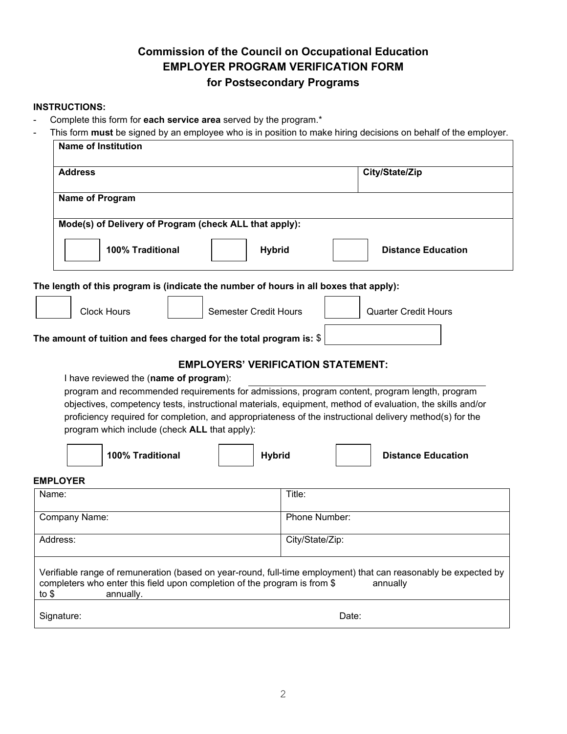# Commission of the Council on Occupational Education
## EMPLOYER PROGRAM VERIFICATION FORM
## for Postsecondary Programs

**INSTRUCTIONS:**

- Complete this form for **each service area** served by the program.*
- This form **must** be signed by an employee who is in position to make hiring decisions on behalf of the employer.

| **Name of Institution** | |
|---|---|
| **Address** | **City/State/Zip** |
| **Name of Program** | |
| **Mode(s) of Delivery of Program (check ALL that apply):** | |
| ☐ **100% Traditional** ☐ **Hybrid** ☐ **Distance Education** | |

**The length of this program is (indicate the number of hours in all boxes that apply):**

☐ Clock Hours ☐ Semester Credit Hours ☐ Quarter Credit Hours

**The amount of tuition and fees charged for the total program is:** $ ______________

### EMPLOYERS' VERIFICATION STATEMENT:

I have reviewed the (**name of program**): ______________________________ program and recommended requirements for admissions, program content, program length, program objectives, competency tests, instructional materials, equipment, method of evaluation, the skills and/or proficiency required for completion, and appropriateness of the instructional delivery method(s) for the program which include (check **ALL** that apply):

☐ **100% Traditional** ☐ **Hybrid** ☐ **Distance Education**

**EMPLOYER**

| Name: | Title: |
|---|---|
| Company Name: | Phone Number: |
| Address: | City/State/Zip: |
| Verifiable range of remuneration (based on year-round, full-time employment) that can reasonably be expected by completers who enter this field upon completion of the program is from $ annually to $ annually. | |
| Signature: | Date: |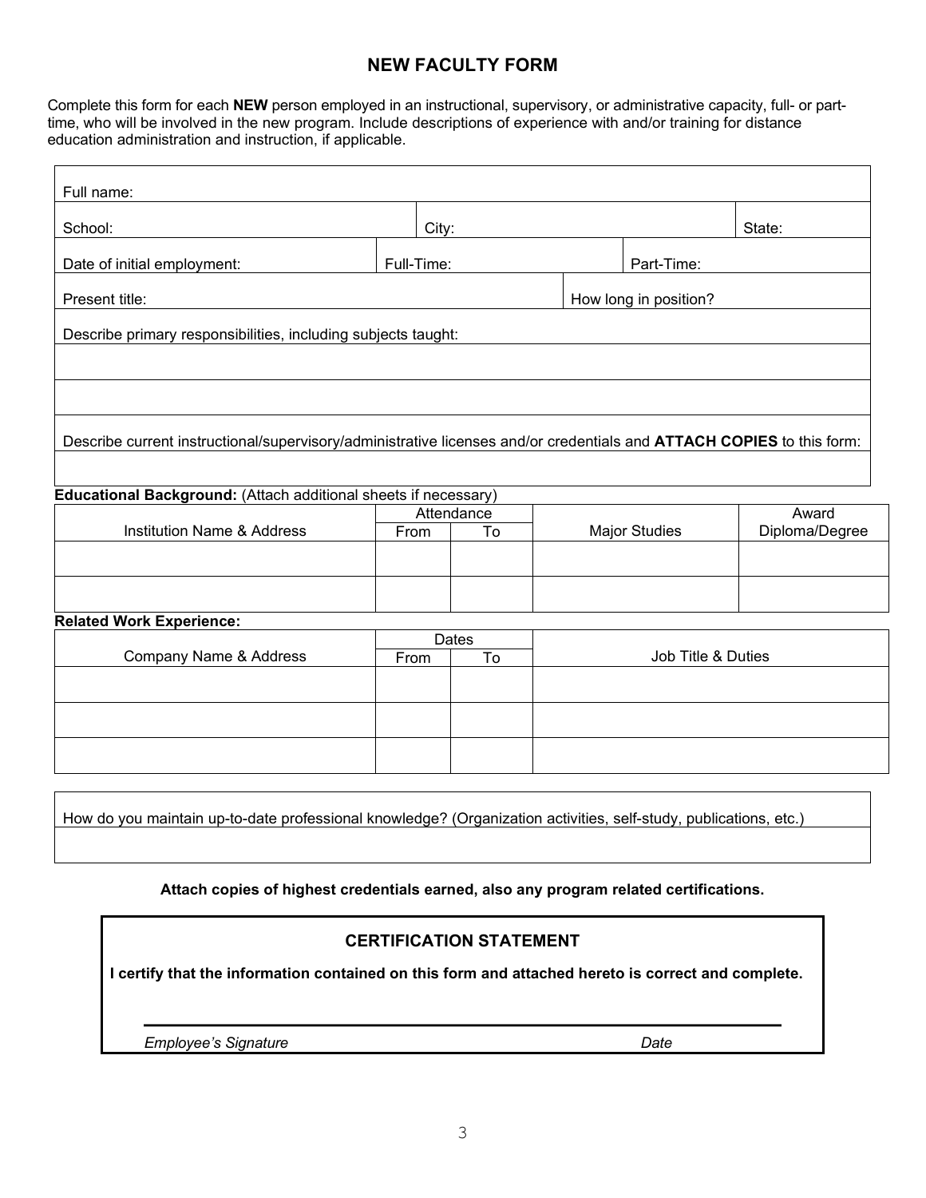# NEW FACULTY FORM

Complete this form for each **NEW** person employed in an instructional, supervisory, or administrative capacity, full- or part-time, who will be involved in the new program. Include descriptions of experience with and/or training for distance education administration and instruction, if applicable.

| | | |
|---|---|---|
| Full name: | | |
| School: | City: | State: |
| Date of initial employment: | Full-Time: | Part-Time: |
| Present title: | How long in position? | |
| Describe primary responsibilities, including subjects taught: | | |
| | | |
| | | |
| Describe current instructional/supervisory/administrative licenses and/or credentials and **ATTACH COPIES** to this form: | | |
| | | |

**Educational Background:** (Attach additional sheets if necessary)

| Institution Name & Address | Attendance | | Major Studies | Award Diploma/Degree |
|---|---|---|---|---|
| | From | To | | |
| | | | | |
| | | | | |

**Related Work Experience:**

| Company Name & Address | Dates | | Job Title & Duties |
|---|---|---|---|
| | From | To | |
| | | | |
| | | | |
| | | | |

| |
|---|
| How do you maintain up-to-date professional knowledge? (Organization activities, self-study, publications, etc.) |
| |

**Attach copies of highest credentials earned, also any program related certifications.**

## CERTIFICATION STATEMENT

**I certify that the information contained on this form and attached hereto is correct and complete.**

_______________________________________________

*Employee's Signature* *Date*